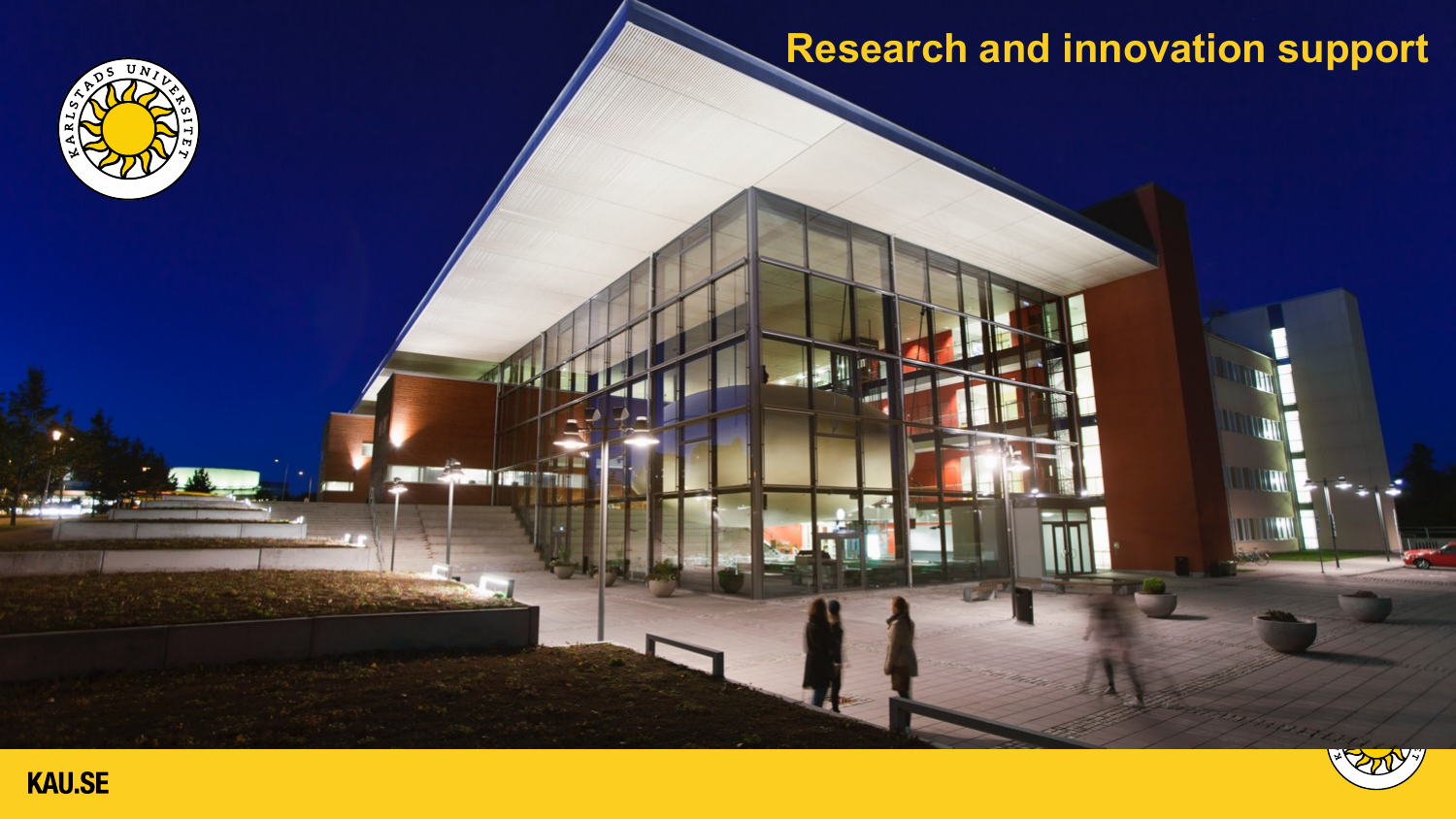# Research and innovation support

KAU.SE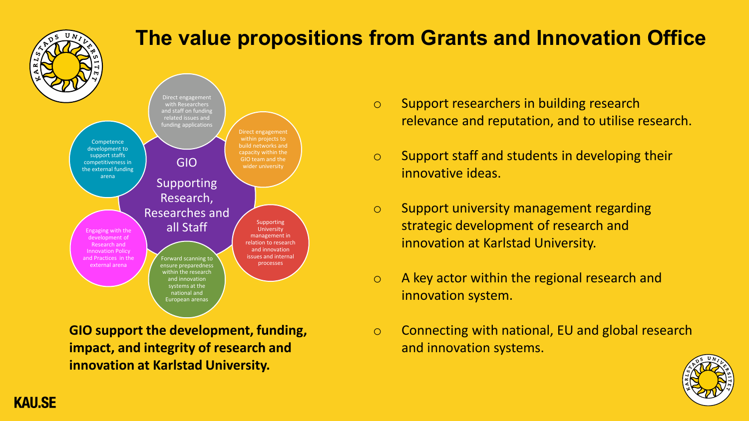# The value propositions from Grants and Innovation Office

GIO

Supporting Research, Researches and all Staff

- Direct engagement with Researchers and staff on funding related issues and funding applications
- Direct engagement within projects to build networks and capacity within the GIO team and the wider university
- Supporting University management in relation to research and innovation issues and internal processes
- Forward scanning to ensure preparedness within the research and innovation systems at the national and European arenas
- Engaging with the development of Research and Innovation Policy and Practices in the external arena
- Competence development to support staffs competitiveness in the external funding arena

**GIO support the development, funding, impact, and integrity of research and innovation at Karlstad University.**

- Support researchers in building research relevance and reputation, and to utilise research.
- Support staff and students in developing their innovative ideas.
- Support university management regarding strategic development of research and innovation at Karlstad University.
- A key actor within the regional research and innovation system.
- Connecting with national, EU and global research and innovation systems.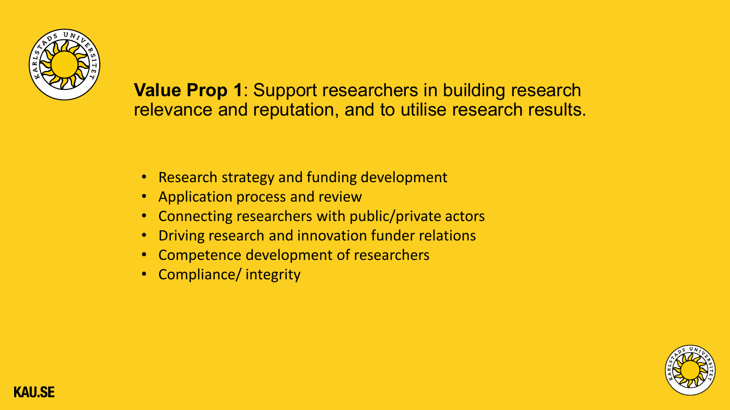**Value Prop 1**: Support researchers in building research relevance and reputation, and to utilise research results.

- Research strategy and funding development
- Application process and review
- Connecting researchers with public/private actors
- Driving research and innovation funder relations
- Competence development of researchers
- Compliance/ integrity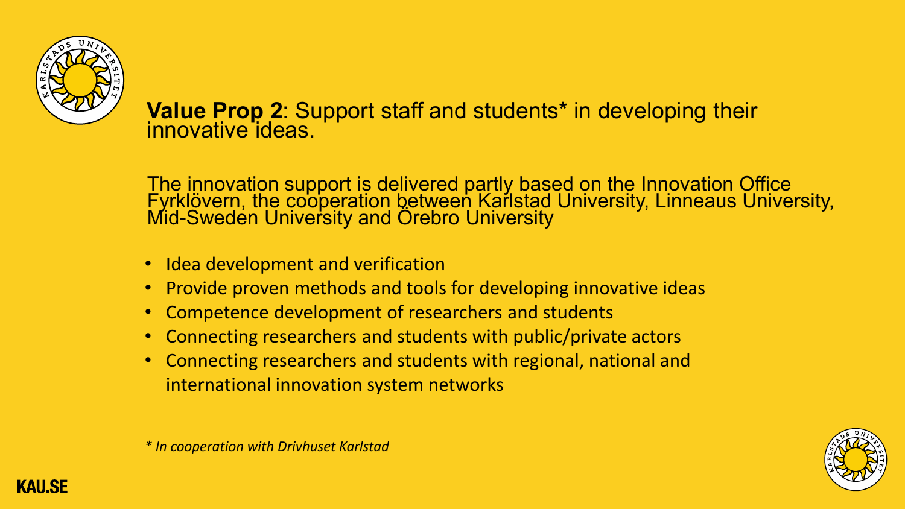**Value Prop 2**: Support staff and students* in developing their innovative ideas.

The innovation support is delivered partly based on the Innovation Office Fyrklövern, the cooperation between Karlstad University, Linneaus University, Mid-Sweden University and Örebro University

- Idea development and verification
- Provide proven methods and tools for developing innovative ideas
- Competence development of researchers and students
- Connecting researchers and students with public/private actors
- Connecting researchers and students with regional, national and international innovation system networks

*\* In cooperation with Drivhuset Karlstad*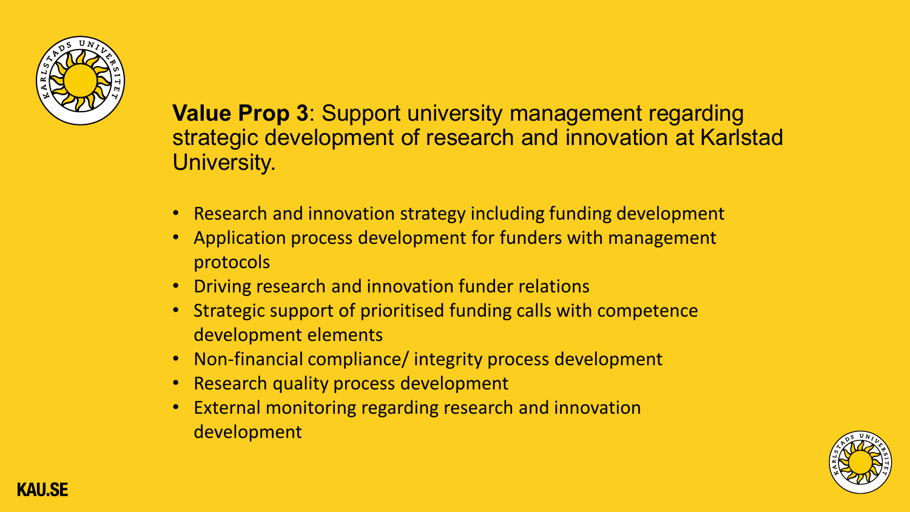**Value Prop 3**: Support university management regarding strategic development of research and innovation at Karlstad University.

- Research and innovation strategy including funding development
- Application process development for funders with management protocols
- Driving research and innovation funder relations
- Strategic support of prioritised funding calls with competence development elements
- Non-financial compliance/ integrity process development
- Research quality process development
- External monitoring regarding research and innovation development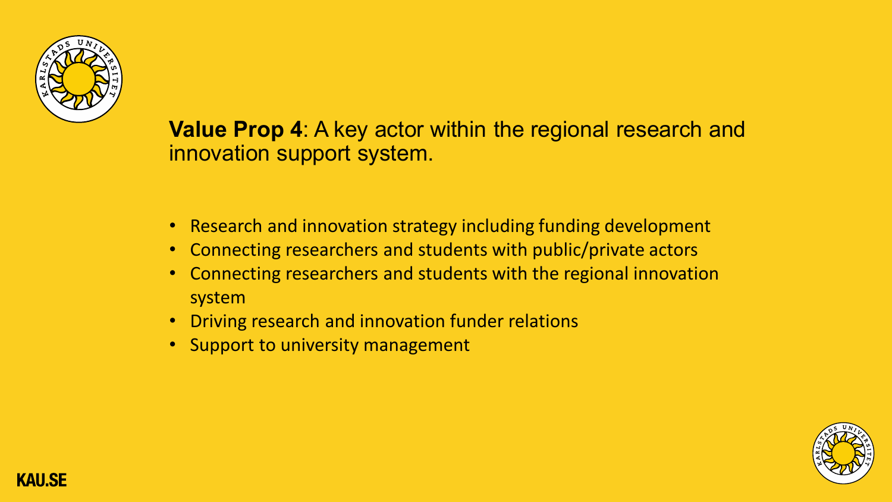**Value Prop 4**: A key actor within the regional research and innovation support system.

- Research and innovation strategy including funding development
- Connecting researchers and students with public/private actors
- Connecting researchers and students with the regional innovation system
- Driving research and innovation funder relations
- Support to university management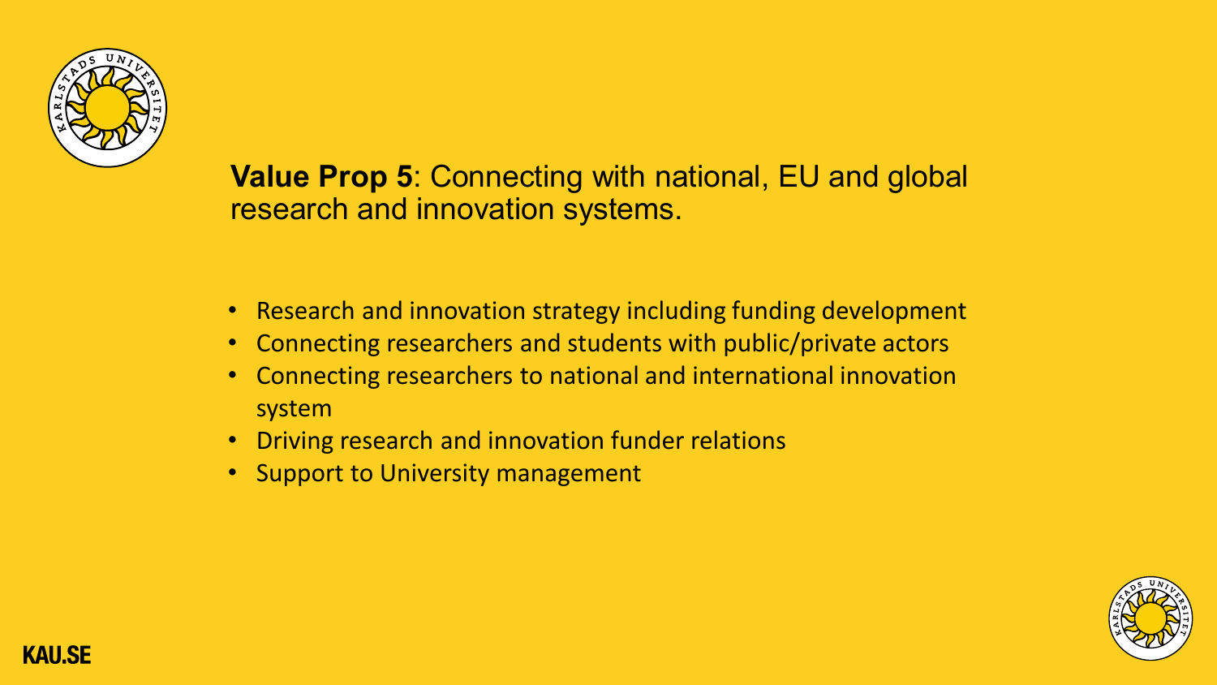**Value Prop 5**: Connecting with national, EU and global research and innovation systems.

- Research and innovation strategy including funding development
- Connecting researchers and students with public/private actors
- Connecting researchers to national and international innovation system
- Driving research and innovation funder relations
- Support to University management